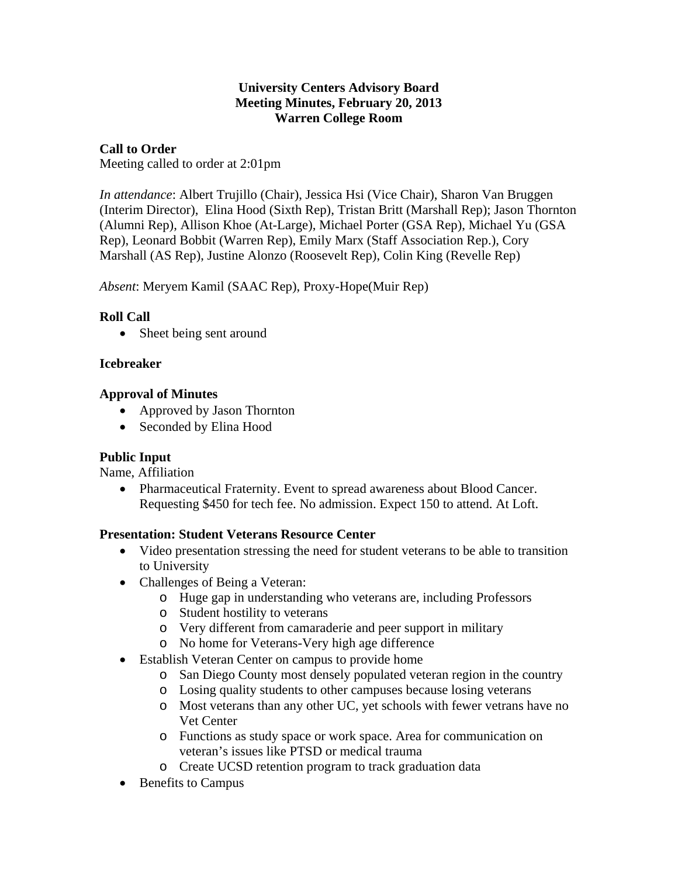# University Centers Advisory Board
## Meeting Minutes, February 20, 2013
## Warren College Room

**Call to Order**

Meeting called to order at 2:01pm

*In attendance*: Albert Trujillo (Chair), Jessica Hsi (Vice Chair), Sharon Van Bruggen (Interim Director), Elina Hood (Sixth Rep), Tristan Britt (Marshall Rep); Jason Thornton (Alumni Rep), Allison Khoe (At-Large), Michael Porter (GSA Rep), Michael Yu (GSA Rep), Leonard Bobbit (Warren Rep), Emily Marx (Staff Association Rep.), Cory Marshall (AS Rep), Justine Alonzo (Roosevelt Rep), Colin King (Revelle Rep)

*Absent*: Meryem Kamil (SAAC Rep), Proxy-Hope(Muir Rep)

**Roll Call**

- Sheet being sent around

**Icebreaker**

**Approval of Minutes**

- Approved by Jason Thornton
- Seconded by Elina Hood

**Public Input**

Name, Affiliation

- Pharmaceutical Fraternity. Event to spread awareness about Blood Cancer. Requesting $450 for tech fee. No admission. Expect 150 to attend. At Loft.

**Presentation: Student Veterans Resource Center**

- Video presentation stressing the need for student veterans to be able to transition to University
- Challenges of Being a Veteran:
  - Huge gap in understanding who veterans are, including Professors
  - Student hostility to veterans
  - Very different from camaraderie and peer support in military
  - No home for Veterans-Very high age difference
- Establish Veteran Center on campus to provide home
  - San Diego County most densely populated veteran region in the country
  - Losing quality students to other campuses because losing veterans
  - Most veterans than any other UC, yet schools with fewer vetrans have no Vet Center
  - Functions as study space or work space. Area for communication on veteran's issues like PTSD or medical trauma
  - Create UCSD retention program to track graduation data
- Benefits to Campus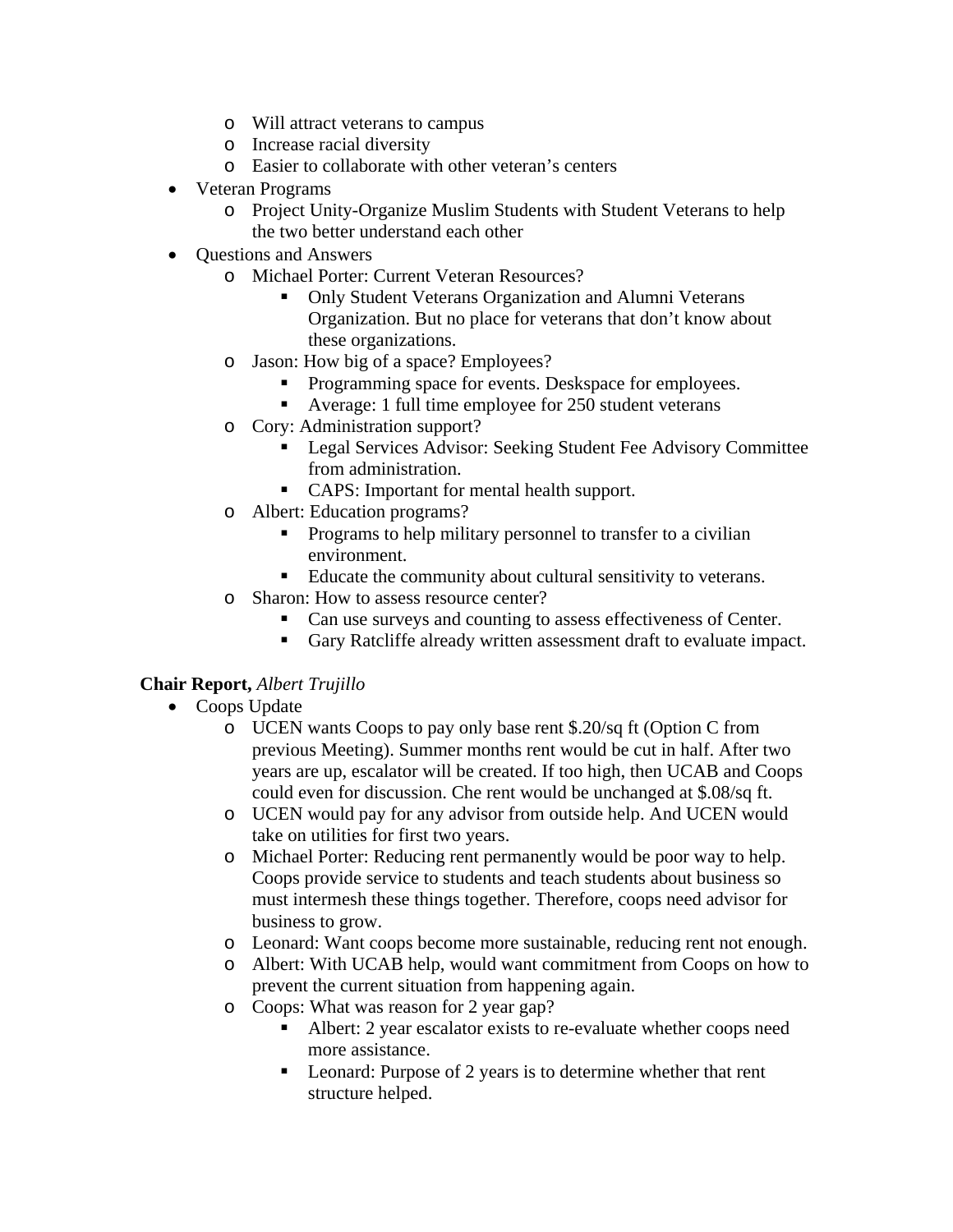- Will attract veterans to campus
  - Increase racial diversity
  - Easier to collaborate with other veteran's centers
- Veteran Programs
  - Project Unity-Organize Muslim Students with Student Veterans to help the two better understand each other
- Questions and Answers
  - Michael Porter: Current Veteran Resources?
    - Only Student Veterans Organization and Alumni Veterans Organization. But no place for veterans that don't know about these organizations.
  - Jason: How big of a space? Employees?
    - Programming space for events. Deskspace for employees.
    - Average: 1 full time employee for 250 student veterans
  - Cory: Administration support?
    - Legal Services Advisor: Seeking Student Fee Advisory Committee from administration.
    - CAPS: Important for mental health support.
  - Albert: Education programs?
    - Programs to help military personnel to transfer to a civilian environment.
    - Educate the community about cultural sensitivity to veterans.
  - Sharon: How to assess resource center?
    - Can use surveys and counting to assess effectiveness of Center.
    - Gary Ratcliffe already written assessment draft to evaluate impact.

**Chair Report,** *Albert Trujillo*

- Coops Update
  - UCEN wants Coops to pay only base rent $.20/sq ft (Option C from previous Meeting). Summer months rent would be cut in half. After two years are up, escalator will be created. If too high, then UCAB and Coops could even for discussion. Che rent would be unchanged at $.08/sq ft.
  - UCEN would pay for any advisor from outside help. And UCEN would take on utilities for first two years.
  - Michael Porter: Reducing rent permanently would be poor way to help. Coops provide service to students and teach students about business so must intermesh these things together. Therefore, coops need advisor for business to grow.
  - Leonard: Want coops become more sustainable, reducing rent not enough.
  - Albert: With UCAB help, would want commitment from Coops on how to prevent the current situation from happening again.
  - Coops: What was reason for 2 year gap?
    - Albert: 2 year escalator exists to re-evaluate whether coops need more assistance.
    - Leonard: Purpose of 2 years is to determine whether that rent structure helped.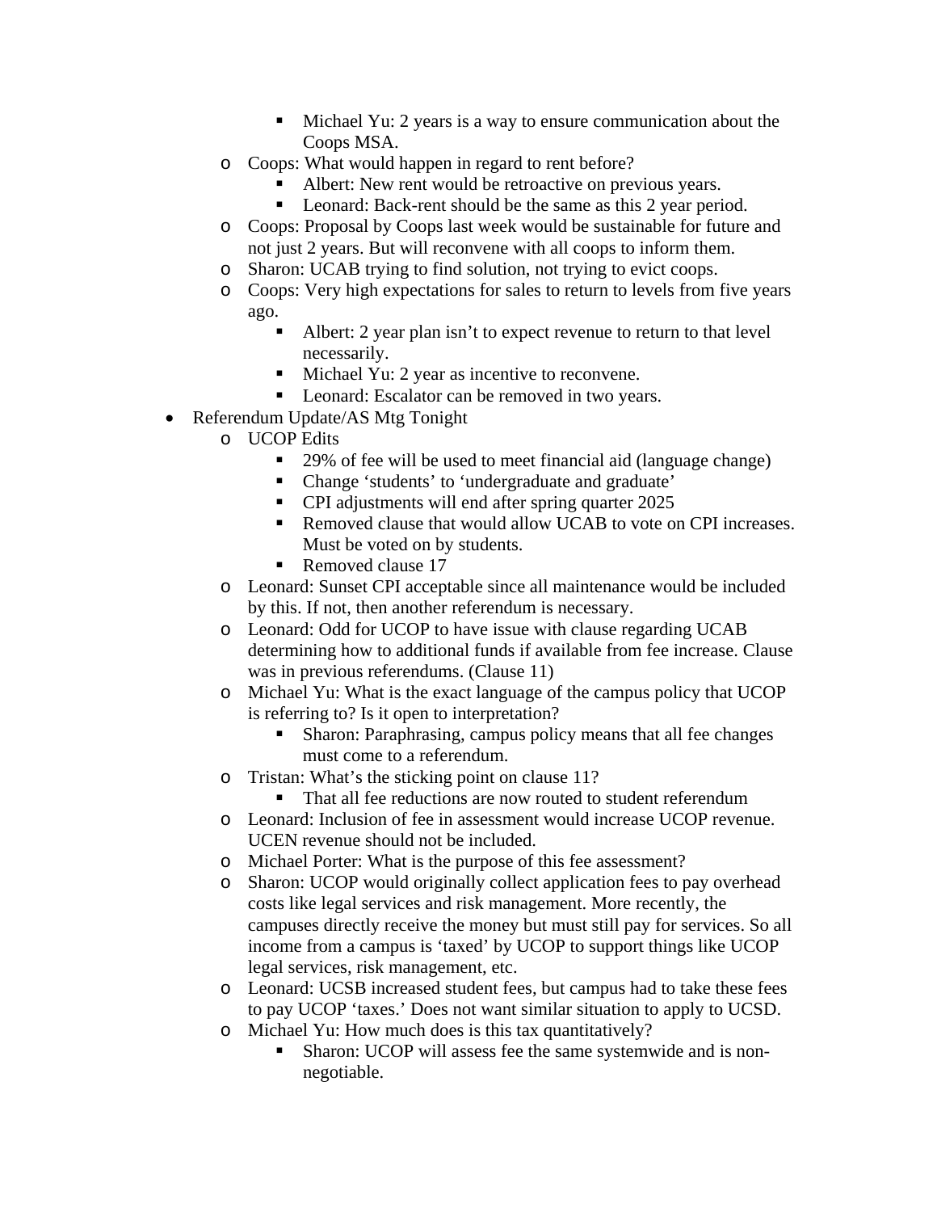- Michael Yu: 2 years is a way to ensure communication about the Coops MSA.
    - Coops: What would happen in regard to rent before?
        - Albert: New rent would be retroactive on previous years.
        - Leonard: Back-rent should be the same as this 2 year period.
    - Coops: Proposal by Coops last week would be sustainable for future and not just 2 years. But will reconvene with all coops to inform them.
    - Sharon: UCAB trying to find solution, not trying to evict coops.
    - Coops: Very high expectations for sales to return to levels from five years ago.
        - Albert: 2 year plan isn't to expect revenue to return to that level necessarily.
        - Michael Yu: 2 year as incentive to reconvene.
        - Leonard: Escalator can be removed in two years.
- Referendum Update/AS Mtg Tonight
    - UCOP Edits
        - 29% of fee will be used to meet financial aid (language change)
        - Change 'students' to 'undergraduate and graduate'
        - CPI adjustments will end after spring quarter 2025
        - Removed clause that would allow UCAB to vote on CPI increases. Must be voted on by students.
        - Removed clause 17
    - Leonard: Sunset CPI acceptable since all maintenance would be included by this. If not, then another referendum is necessary.
    - Leonard: Odd for UCOP to have issue with clause regarding UCAB determining how to additional funds if available from fee increase. Clause was in previous referendums. (Clause 11)
    - Michael Yu: What is the exact language of the campus policy that UCOP is referring to? Is it open to interpretation?
        - Sharon: Paraphrasing, campus policy means that all fee changes must come to a referendum.
    - Tristan: What's the sticking point on clause 11?
        - That all fee reductions are now routed to student referendum
    - Leonard: Inclusion of fee in assessment would increase UCOP revenue. UCEN revenue should not be included.
    - Michael Porter: What is the purpose of this fee assessment?
    - Sharon: UCOP would originally collect application fees to pay overhead costs like legal services and risk management. More recently, the campuses directly receive the money but must still pay for services. So all income from a campus is 'taxed' by UCOP to support things like UCOP legal services, risk management, etc.
    - Leonard: UCSB increased student fees, but campus had to take these fees to pay UCOP 'taxes.' Does not want similar situation to apply to UCSD.
    - Michael Yu: How much does is this tax quantitatively?
        - Sharon: UCOP will assess fee the same systemwide and is non-negotiable.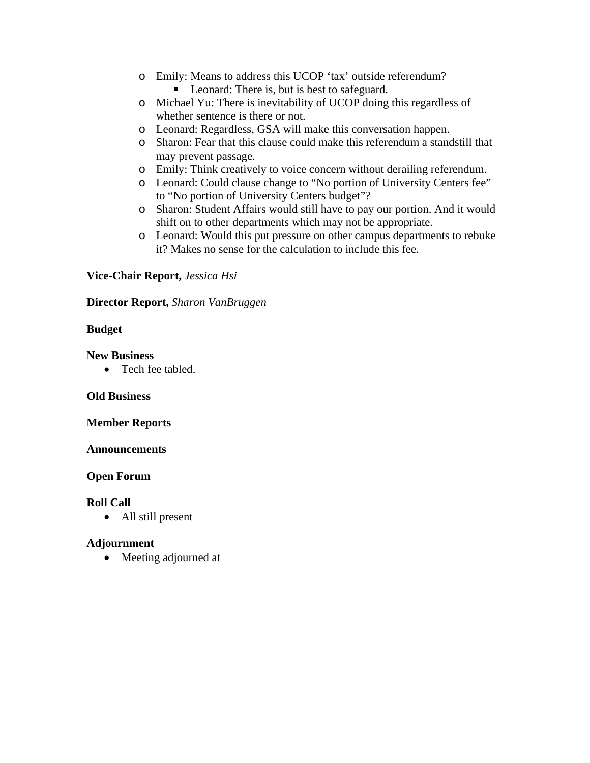- Emily: Means to address this UCOP ‘tax’ outside referendum?
    - Leonard: There is, but is best to safeguard.
- Michael Yu: There is inevitability of UCOP doing this regardless of whether sentence is there or not.
- Leonard: Regardless, GSA will make this conversation happen.
- Sharon: Fear that this clause could make this referendum a standstill that may prevent passage.
- Emily: Think creatively to voice concern without derailing referendum.
- Leonard: Could clause change to “No portion of University Centers fee” to “No portion of University Centers budget”?
- Sharon: Student Affairs would still have to pay our portion. And it would shift on to other departments which may not be appropriate.
- Leonard: Would this put pressure on other campus departments to rebuke it? Makes no sense for the calculation to include this fee.

**Vice-Chair Report,** *Jessica Hsi*

**Director Report,** *Sharon VanBruggen*

**Budget**

**New Business**

- Tech fee tabled.

**Old Business**

**Member Reports**

**Announcements**

**Open Forum**

**Roll Call**

- All still present

**Adjournment**

- Meeting adjourned at